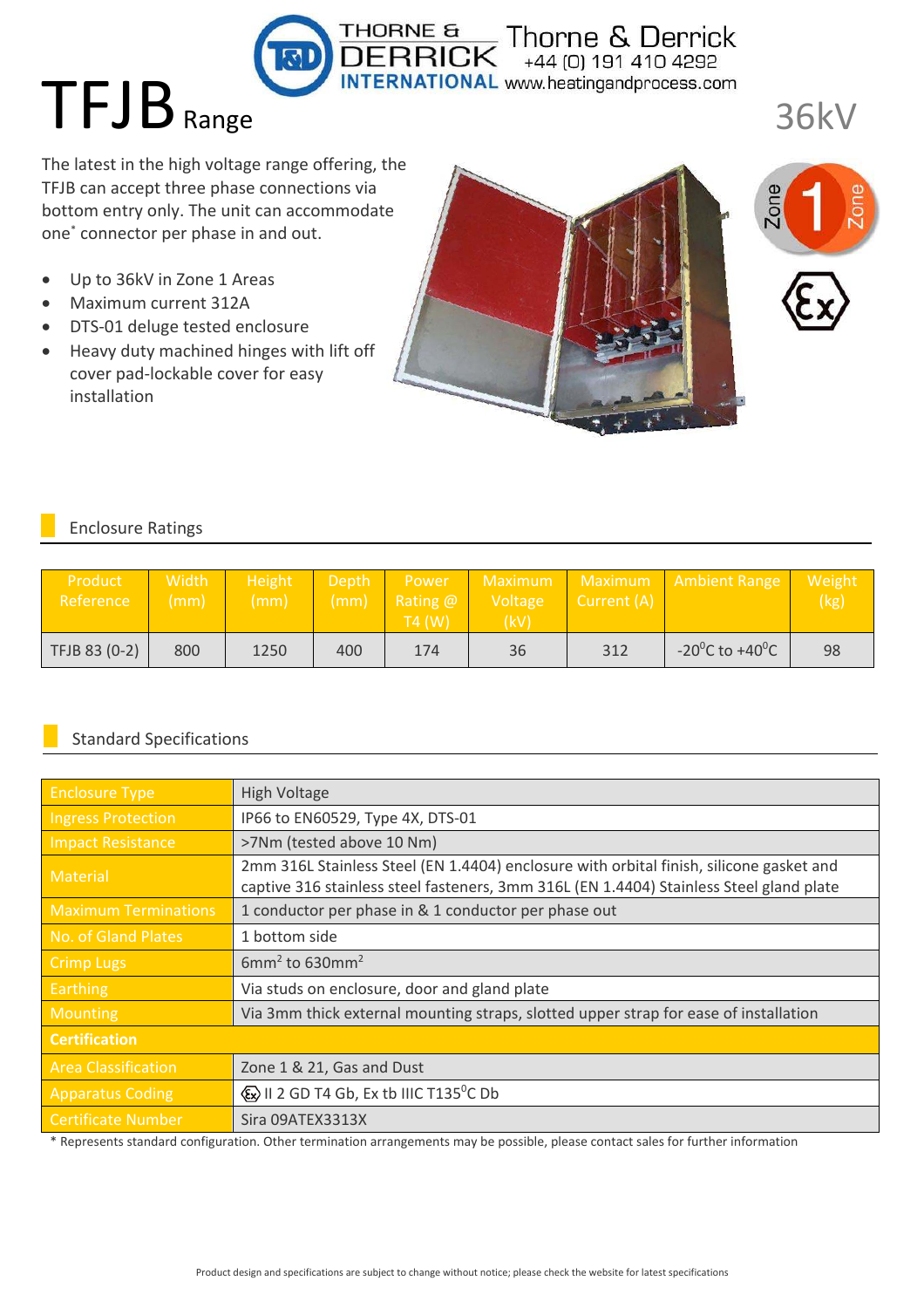Thorne & Derrick
+44 (0) 191 410 4292
www.heatingandprocess.com

# TFJB Range

36kV

The latest in the high voltage range offering, the TFJB can accept three phase connections via bottom entry only. The unit can accommodate one* connector per phase in and out.

- Up to 36kV in Zone 1 Areas
- Maximum current 312A
- DTS-01 deluge tested enclosure
- Heavy duty machined hinges with lift off cover pad-lockable cover for easy installation

## Enclosure Ratings

| Product Reference | Width (mm) | Height (mm) | Depth (mm) | Power Rating @ T4 (W) | Maximum Voltage (kV) | Maximum Current (A) | Ambient Range | Weight (kg) |
|---|---|---|---|---|---|---|---|---|
| TFJB 83 (0-2) | 800 | 1250 | 400 | 174 | 36 | 312 | -20$^0$C to +40$^0$C | 98 |

## Standard Specifications

| | |
|---|---|
| Enclosure Type | High Voltage |
| Ingress Protection | IP66 to EN60529, Type 4X, DTS-01 |
| Impact Resistance | >7Nm (tested above 10 Nm) |
| Material | 2mm 316L Stainless Steel (EN 1.4404) enclosure with orbital finish, silicone gasket and captive 316 stainless steel fasteners, 3mm 316L (EN 1.4404) Stainless Steel gland plate |
| Maximum Terminations | 1 conductor per phase in & 1 conductor per phase out |
| No. of Gland Plates | 1 bottom side |
| Crimp Lugs | 6mm$^2$ to 630mm$^2$ |
| Earthing | Via studs on enclosure, door and gland plate |
| Mounting | Via 3mm thick external mounting straps, slotted upper strap for ease of installation |
| **Certification** | |
| Area Classification | Zone 1 & 21, Gas and Dust |
| Apparatus Coding | Ex II 2 GD T4 Gb, Ex tb IIIC T135$^0$C Db |
| Certificate Number | Sira 09ATEX3313X |

* Represents standard configuration. Other termination arrangements may be possible, please contact sales for further information

Product design and specifications are subject to change without notice; please check the website for latest specifications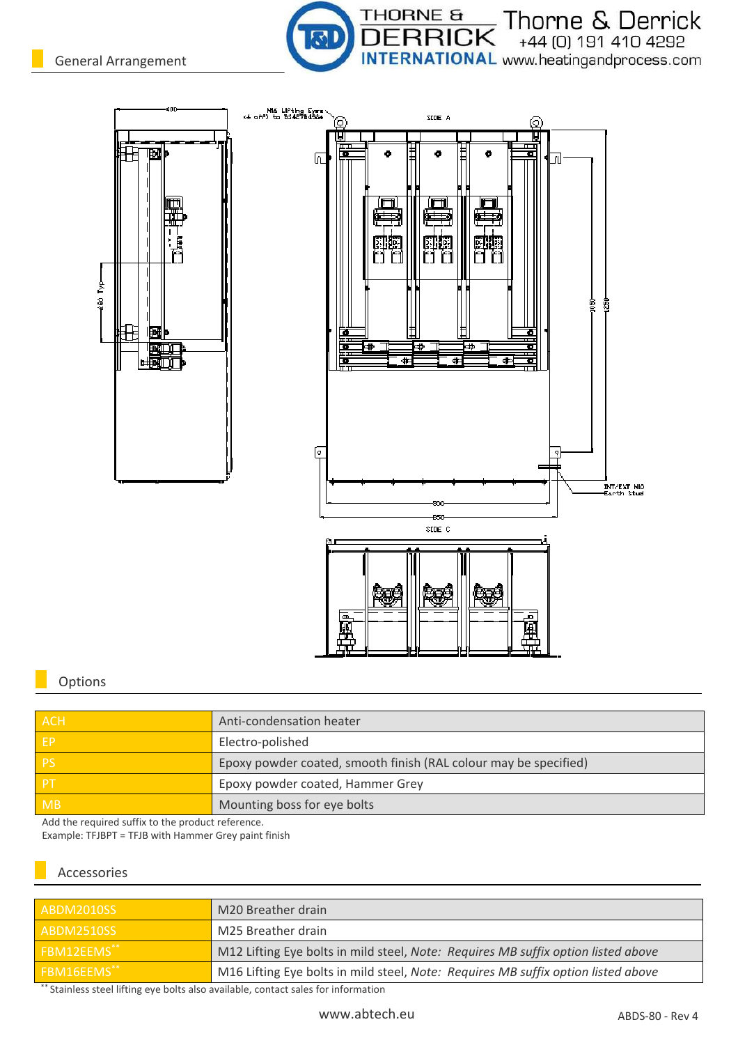## General Arrangement

400

M16 Lifting Eyes (4 off) to BS4278:1984

SIDE A

280 Typ

1050

1250

INT/EXT M10 Earth Stud

800

850

SIDE C

## Options

| | |
|---|---|
| ACH | Anti-condensation heater |
| EP | Electro-polished |
| PS | Epoxy powder coated, smooth finish (RAL colour may be specified) |
| PT | Epoxy powder coated, Hammer Grey |
| MB | Mounting boss for eye bolts |

Add the required suffix to the product reference.
Example: TFJBPT = TFJB with Hammer Grey paint finish

## Accessories

| | |
|---|---|
| ABDM2010SS | M20 Breather drain |
| ABDM2510SS | M25 Breather drain |
| FBM12EEMS** | M12 Lifting Eye bolts in mild steel, *Note: Requires MB suffix option listed above* |
| FBM16EEMS** | M16 Lifting Eye bolts in mild steel, *Note: Requires MB suffix option listed above* |

** Stainless steel lifting eye bolts also available, contact sales for information

www.abtech.eu

ABDS-80 - Rev 4